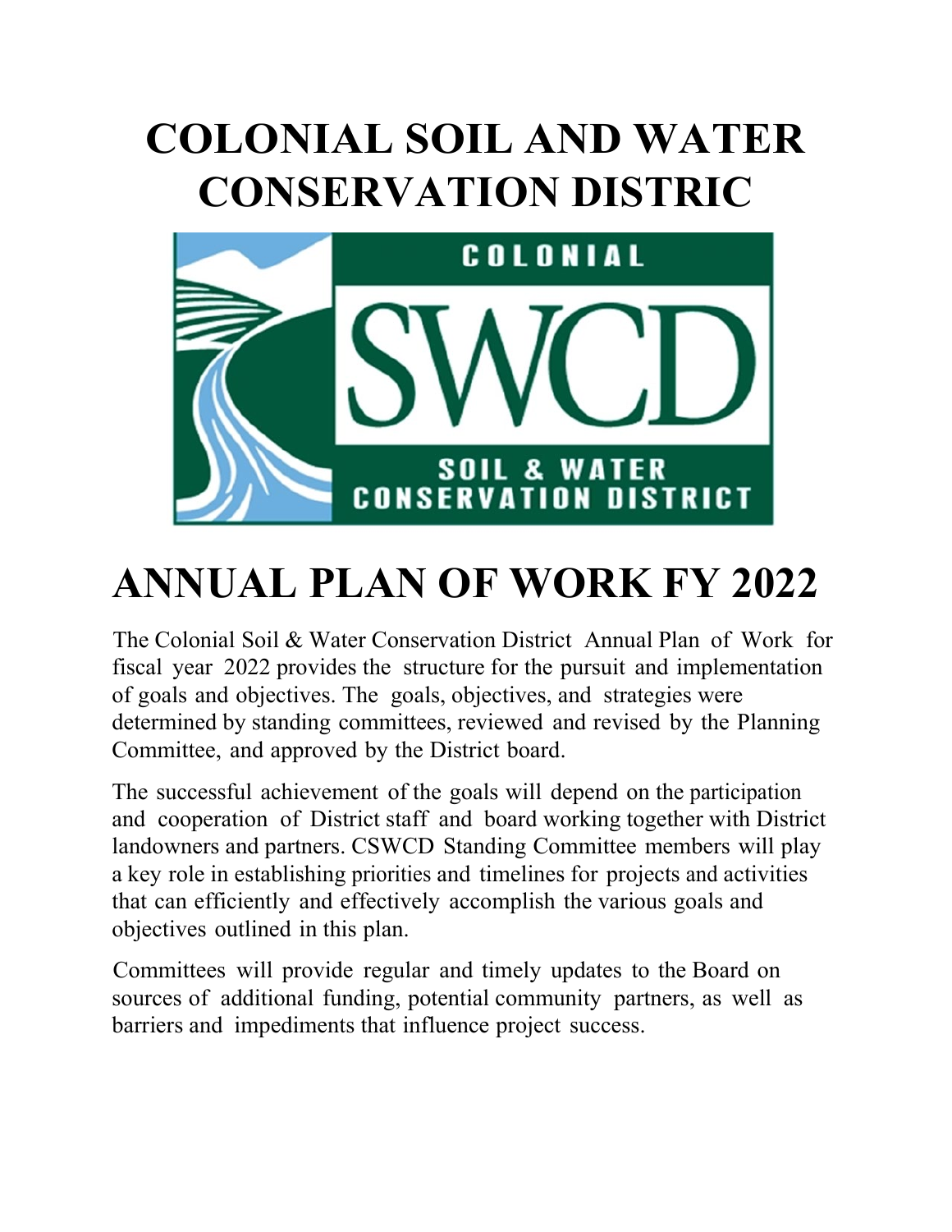# COLONIAL SOIL AND WATER CONSERVATION DISTRIC

# ANNUAL PLAN OF WORK FY 2022

The Colonial Soil & Water Conservation District Annual Plan of Work for fiscal year 2022 provides the structure for the pursuit and implementation of goals and objectives. The goals, objectives, and strategies were determined by standing committees, reviewed and revised by the Planning Committee, and approved by the District board.

The successful achievement of the goals will depend on the participation and cooperation of District staff and board working together with District landowners and partners. CSWCD Standing Committee members will play a key role in establishing priorities and timelines for projects and activities that can efficiently and effectively accomplish the various goals and objectives outlined in this plan.

Committees will provide regular and timely updates to the Board on sources of additional funding, potential community partners, as well as barriers and impediments that influence project success.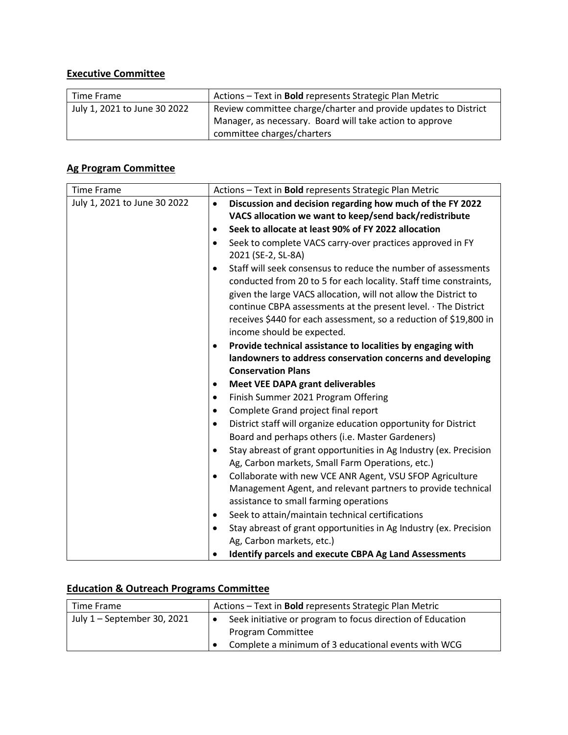## **Executive Committee**

| Time Frame | Actions – Text in **Bold** represents Strategic Plan Metric |
|---|---|
| July 1, 2021 to June 30 2022 | Review committee charge/charter and provide updates to District Manager, as necessary. Board will take action to approve committee charges/charters |

## **Ag Program Committee**

| Time Frame | Actions – Text in **Bold** represents Strategic Plan Metric |
|---|---|
| July 1, 2021 to June 30 2022 | • **Discussion and decision regarding how much of the FY 2022 VACS allocation we want to keep/send back/redistribute**<br>• **Seek to allocate at least 90% of FY 2022 allocation**<br>• Seek to complete VACS carry-over practices approved in FY 2021 (SE-2, SL-8A)<br>• Staff will seek consensus to reduce the number of assessments conducted from 20 to 5 for each locality. Staff time constraints, given the large VACS allocation, will not allow the District to continue CBPA assessments at the present level. · The District receives $440 for each assessment, so a reduction of $19,800 in income should be expected.<br>• **Provide technical assistance to localities by engaging with landowners to address conservation concerns and developing Conservation Plans**<br>• **Meet VEE DAPA grant deliverables**<br>• Finish Summer 2021 Program Offering<br>• Complete Grand project final report<br>• District staff will organize education opportunity for District Board and perhaps others (i.e. Master Gardeners)<br>• Stay abreast of grant opportunities in Ag Industry (ex. Precision Ag, Carbon markets, Small Farm Operations, etc.)<br>• Collaborate with new VCE ANR Agent, VSU SFOP Agriculture Management Agent, and relevant partners to provide technical assistance to small farming operations<br>• Seek to attain/maintain technical certifications<br>• Stay abreast of grant opportunities in Ag Industry (ex. Precision Ag, Carbon markets, etc.)<br>• **Identify parcels and execute CBPA Ag Land Assessments** |

## **Education & Outreach Programs Committee**

| Time Frame | Actions – Text in **Bold** represents Strategic Plan Metric |
|---|---|
| July 1 – September 30, 2021 | • Seek initiative or program to focus direction of Education Program Committee<br>• Complete a minimum of 3 educational events with WCG |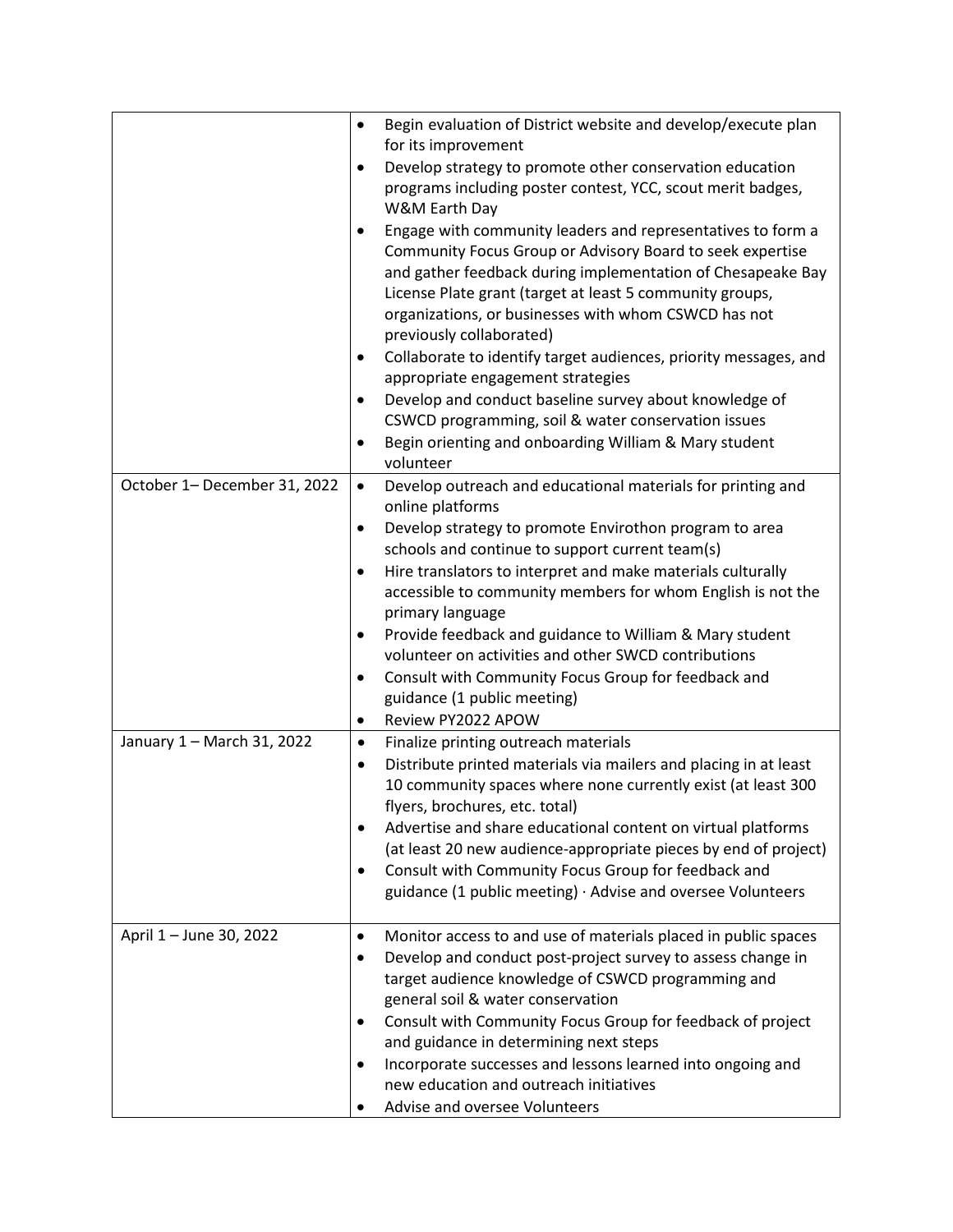| | |
|---|---|
| | • Begin evaluation of District website and develop/execute plan for its improvement<br>• Develop strategy to promote other conservation education programs including poster contest, YCC, scout merit badges, W&M Earth Day<br>• Engage with community leaders and representatives to form a Community Focus Group or Advisory Board to seek expertise and gather feedback during implementation of Chesapeake Bay License Plate grant (target at least 5 community groups, organizations, or businesses with whom CSWCD has not previously collaborated)<br>• Collaborate to identify target audiences, priority messages, and appropriate engagement strategies<br>• Develop and conduct baseline survey about knowledge of CSWCD programming, soil & water conservation issues<br>• Begin orienting and onboarding William & Mary student volunteer |
| October 1– December 31, 2022 | • Develop outreach and educational materials for printing and online platforms<br>• Develop strategy to promote Envirothon program to area schools and continue to support current team(s)<br>• Hire translators to interpret and make materials culturally accessible to community members for whom English is not the primary language<br>• Provide feedback and guidance to William & Mary student volunteer on activities and other SWCD contributions<br>• Consult with Community Focus Group for feedback and guidance (1 public meeting)<br>• Review PY2022 APOW |
| January 1 – March 31, 2022 | • Finalize printing outreach materials<br>• Distribute printed materials via mailers and placing in at least 10 community spaces where none currently exist (at least 300 flyers, brochures, etc. total)<br>• Advertise and share educational content on virtual platforms (at least 20 new audience-appropriate pieces by end of project)<br>• Consult with Community Focus Group for feedback and guidance (1 public meeting) · Advise and oversee Volunteers |
| April 1 – June 30, 2022 | • Monitor access to and use of materials placed in public spaces<br>• Develop and conduct post-project survey to assess change in target audience knowledge of CSWCD programming and general soil & water conservation<br>• Consult with Community Focus Group for feedback of project and guidance in determining next steps<br>• Incorporate successes and lessons learned into ongoing and new education and outreach initiatives<br>• Advise and oversee Volunteers |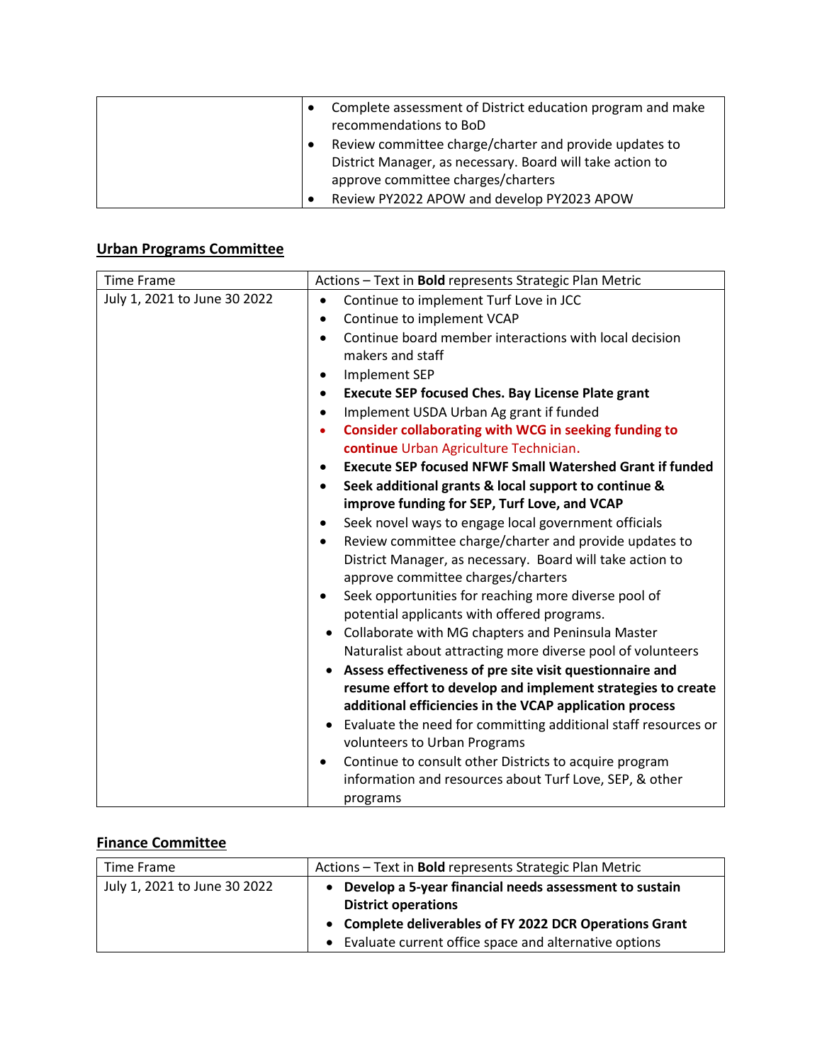| | |
|---|---|
| | • Complete assessment of District education program and make recommendations to BoD<br>• Review committee charge/charter and provide updates to District Manager, as necessary. Board will take action to approve committee charges/charters<br>• Review PY2022 APOW and develop PY2023 APOW |

## Urban Programs Committee

| Time Frame | Actions – Text in **Bold** represents Strategic Plan Metric |
|---|---|
| July 1, 2021 to June 30 2022 | • Continue to implement Turf Love in JCC<br>• Continue to implement VCAP<br>• Continue board member interactions with local decision makers and staff<br>• Implement SEP<br>• **Execute SEP focused Ches. Bay License Plate grant**<br>• Implement USDA Urban Ag grant if funded<br>• **Consider collaborating with WCG in seeking funding to continue** Urban Agriculture Technician.<br>• **Execute SEP focused NFWF Small Watershed Grant if funded**<br>• **Seek additional grants & local support to continue & improve funding for SEP, Turf Love, and VCAP**<br>• Seek novel ways to engage local government officials<br>• Review committee charge/charter and provide updates to District Manager, as necessary. Board will take action to approve committee charges/charters<br>• Seek opportunities for reaching more diverse pool of potential applicants with offered programs.<br>• Collaborate with MG chapters and Peninsula Master Naturalist about attracting more diverse pool of volunteers<br>• **Assess effectiveness of pre site visit questionnaire and resume effort to develop and implement strategies to create additional efficiencies in the VCAP application process**<br>• Evaluate the need for committing additional staff resources or volunteers to Urban Programs<br>• Continue to consult other Districts to acquire program information and resources about Turf Love, SEP, & other programs |

## Finance Committee

| Time Frame | Actions – Text in **Bold** represents Strategic Plan Metric |
|---|---|
| July 1, 2021 to June 30 2022 | • **Develop a 5-year financial needs assessment to sustain District operations**<br>• **Complete deliverables of FY 2022 DCR Operations Grant**<br>• Evaluate current office space and alternative options |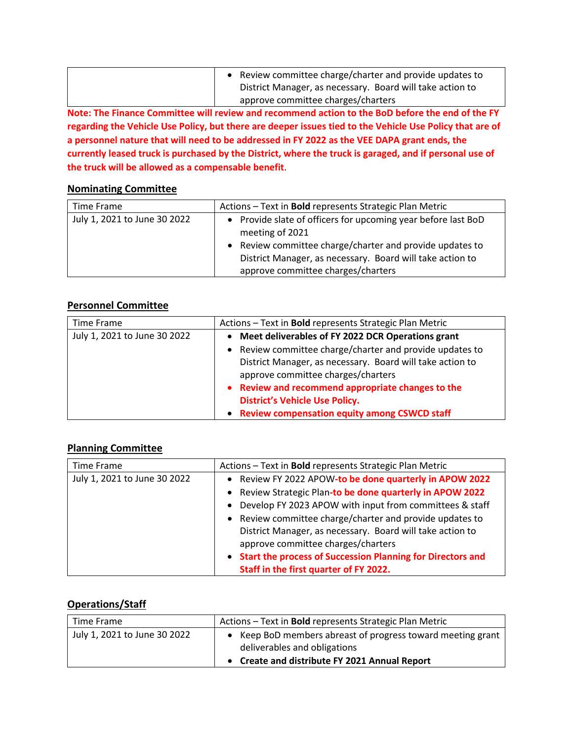| | |
|---|---|
| | • Review committee charge/charter and provide updates to District Manager, as necessary. Board will take action to approve committee charges/charters |

**Note: The Finance Committee will review and recommend action to the BoD before the end of the FY regarding the Vehicle Use Policy, but there are deeper issues tied to the Vehicle Use Policy that are of a personnel nature that will need to be addressed in FY 2022 as the VEE DAPA grant ends, the currently leased truck is purchased by the District, where the truck is garaged, and if personal use of the truck will be allowed as a compensable benefit**.

## Nominating Committee

| Time Frame | Actions – Text in **Bold** represents Strategic Plan Metric |
|---|---|
| July 1, 2021 to June 30 2022 | • Provide slate of officers for upcoming year before last BoD meeting of 2021<br>• Review committee charge/charter and provide updates to District Manager, as necessary. Board will take action to approve committee charges/charters |

## Personnel Committee

| Time Frame | Actions – Text in **Bold** represents Strategic Plan Metric |
|---|---|
| July 1, 2021 to June 30 2022 | • **Meet deliverables of FY 2022 DCR Operations grant**<br>• Review committee charge/charter and provide updates to District Manager, as necessary. Board will take action to approve committee charges/charters<br>• **Review and recommend appropriate changes to the District's Vehicle Use Policy.**<br>• **Review compensation equity among CSWCD staff** |

## Planning Committee

| Time Frame | Actions – Text in **Bold** represents Strategic Plan Metric |
|---|---|
| July 1, 2021 to June 30 2022 | • Review FY 2022 APOW-**to be done quarterly in APOW 2022**<br>• Review Strategic Plan-**to be done quarterly in APOW 2022**<br>• Develop FY 2023 APOW with input from committees & staff<br>• Review committee charge/charter and provide updates to District Manager, as necessary. Board will take action to approve committee charges/charters<br>• **Start the process of Succession Planning for Directors and Staff in the first quarter of FY 2022.** |

## Operations/Staff

| Time Frame | Actions – Text in **Bold** represents Strategic Plan Metric |
|---|---|
| July 1, 2021 to June 30 2022 | • Keep BoD members abreast of progress toward meeting grant deliverables and obligations<br>• **Create and distribute FY 2021 Annual Report** |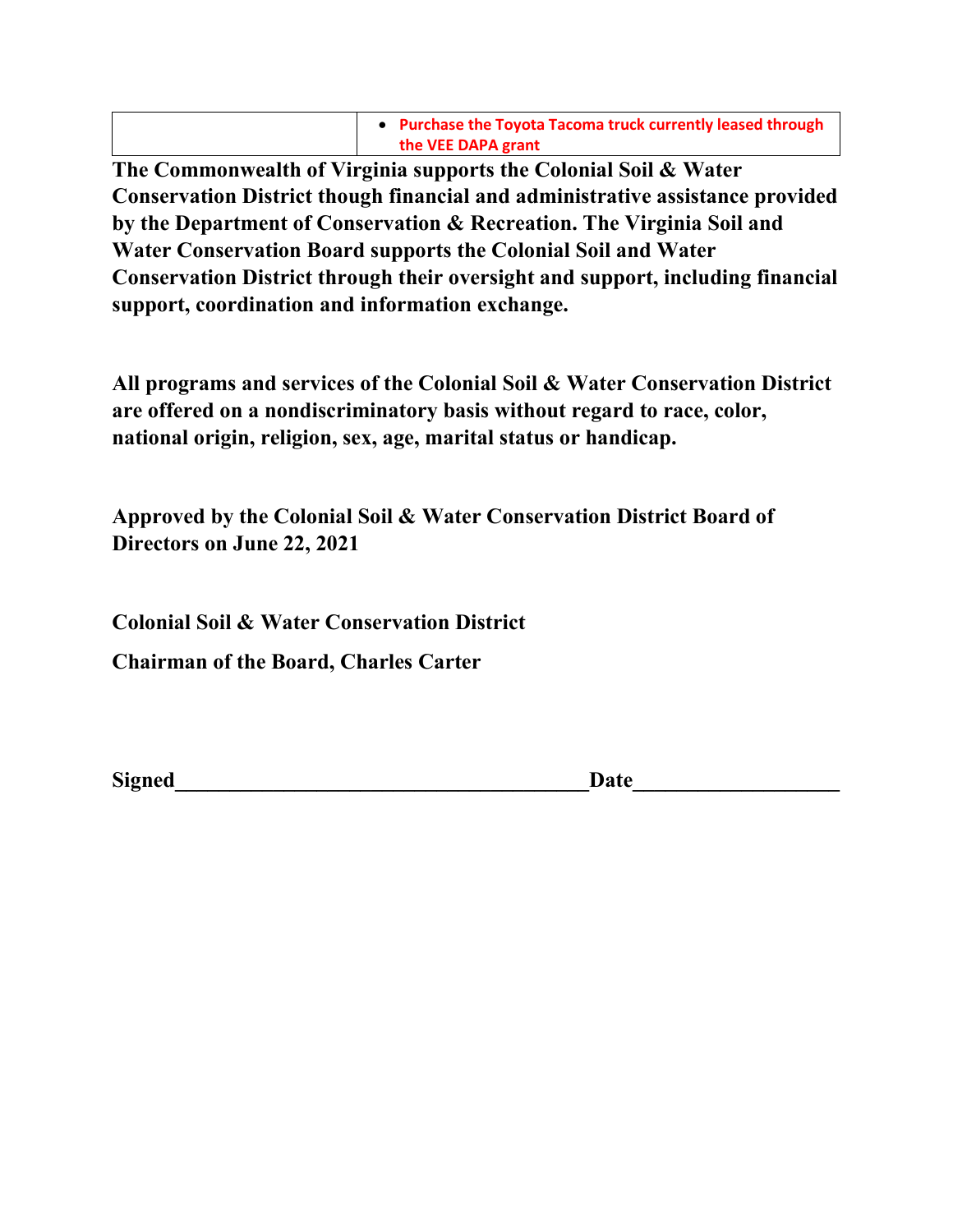| | |
|---|---|
| | • Purchase the Toyota Tacoma truck currently leased through the VEE DAPA grant |

**The Commonwealth of Virginia supports the Colonial Soil & Water Conservation District though financial and administrative assistance provided by the Department of Conservation & Recreation. The Virginia Soil and Water Conservation Board supports the Colonial Soil and Water Conservation District through their oversight and support, including financial support, coordination and information exchange.**

**All programs and services of the Colonial Soil & Water Conservation District are offered on a nondiscriminatory basis without regard to race, color, national origin, religion, sex, age, marital status or handicap.**

**Approved by the Colonial Soil & Water Conservation District Board of Directors on June 22, 2021**

**Colonial Soil & Water Conservation District**

**Chairman of the Board, Charles Carter**

**Signed**______________________________________**Date**___________________